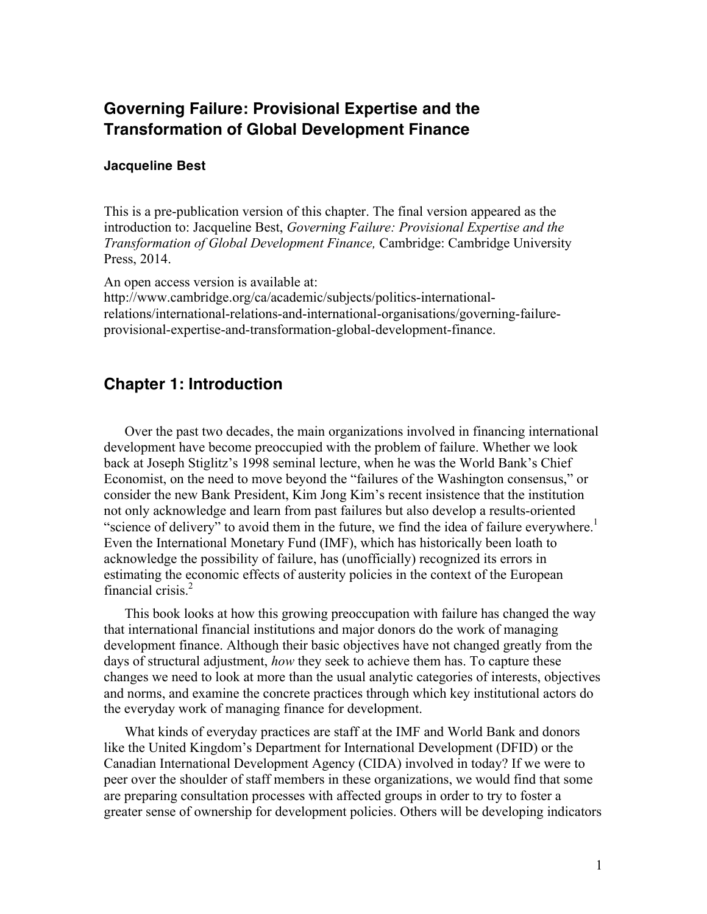## Governing Failure: Provisional Expertise and the Transformation of Global Development Finance

**Jacqueline Best**

This is a pre-publication version of this chapter. The final version appeared as the introduction to: Jacqueline Best, *Governing Failure: Provisional Expertise and the Transformation of Global Development Finance,* Cambridge: Cambridge University Press, 2014.

An open access version is available at: http://www.cambridge.org/ca/academic/subjects/politics-international-relations/international-relations-and-international-organisations/governing-failure-provisional-expertise-and-transformation-global-development-finance.

## Chapter 1: Introduction

Over the past two decades, the main organizations involved in financing international development have become preoccupied with the problem of failure. Whether we look back at Joseph Stiglitz's 1998 seminal lecture, when he was the World Bank's Chief Economist, on the need to move beyond the "failures of the Washington consensus," or consider the new Bank President, Kim Jong Kim's recent insistence that the institution not only acknowledge and learn from past failures but also develop a results-oriented "science of delivery" to avoid them in the future, we find the idea of failure everywhere.[1] Even the International Monetary Fund (IMF), which has historically been loath to acknowledge the possibility of failure, has (unofficially) recognized its errors in estimating the economic effects of austerity policies in the context of the European financial crisis.[2]

This book looks at how this growing preoccupation with failure has changed the way that international financial institutions and major donors do the work of managing development finance. Although their basic objectives have not changed greatly from the days of structural adjustment, *how* they seek to achieve them has. To capture these changes we need to look at more than the usual analytic categories of interests, objectives and norms, and examine the concrete practices through which key institutional actors do the everyday work of managing finance for development.

What kinds of everyday practices are staff at the IMF and World Bank and donors like the United Kingdom's Department for International Development (DFID) or the Canadian International Development Agency (CIDA) involved in today? If we were to peer over the shoulder of staff members in these organizations, we would find that some are preparing consultation processes with affected groups in order to try to foster a greater sense of ownership for development policies. Others will be developing indicators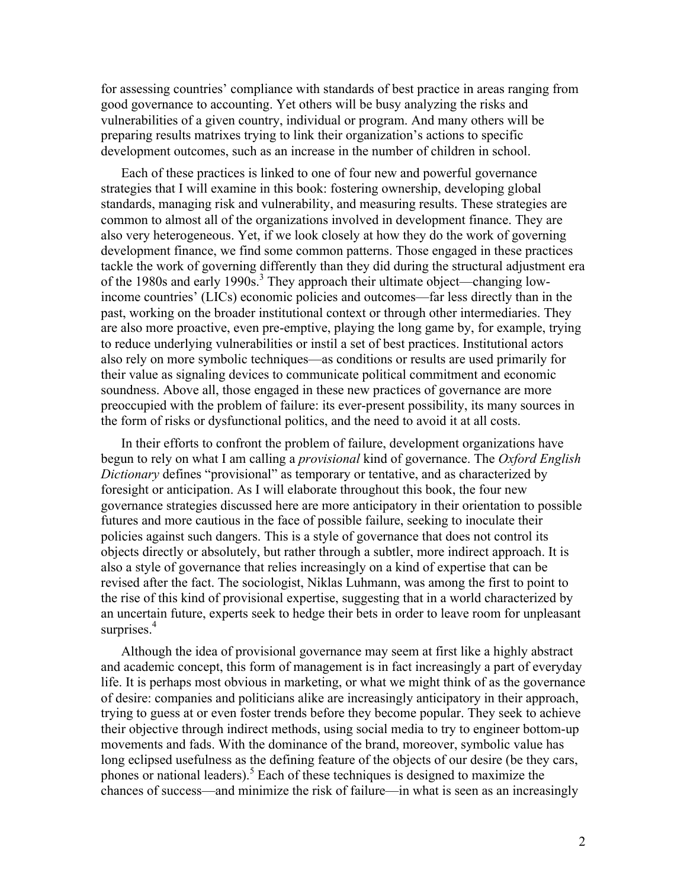for assessing countries' compliance with standards of best practice in areas ranging from good governance to accounting. Yet others will be busy analyzing the risks and vulnerabilities of a given country, individual or program. And many others will be preparing results matrixes trying to link their organization's actions to specific development outcomes, such as an increase in the number of children in school.

Each of these practices is linked to one of four new and powerful governance strategies that I will examine in this book: fostering ownership, developing global standards, managing risk and vulnerability, and measuring results. These strategies are common to almost all of the organizations involved in development finance. They are also very heterogeneous. Yet, if we look closely at how they do the work of governing development finance, we find some common patterns. Those engaged in these practices tackle the work of governing differently than they did during the structural adjustment era of the 1980s and early 1990s.[3] They approach their ultimate object—changing low-income countries' (LICs) economic policies and outcomes—far less directly than in the past, working on the broader institutional context or through other intermediaries. They are also more proactive, even pre-emptive, playing the long game by, for example, trying to reduce underlying vulnerabilities or instil a set of best practices. Institutional actors also rely on more symbolic techniques—as conditions or results are used primarily for their value as signaling devices to communicate political commitment and economic soundness. Above all, those engaged in these new practices of governance are more preoccupied with the problem of failure: its ever-present possibility, its many sources in the form of risks or dysfunctional politics, and the need to avoid it at all costs.

In their efforts to confront the problem of failure, development organizations have begun to rely on what I am calling a *provisional* kind of governance. The *Oxford English Dictionary* defines "provisional" as temporary or tentative, and as characterized by foresight or anticipation. As I will elaborate throughout this book, the four new governance strategies discussed here are more anticipatory in their orientation to possible futures and more cautious in the face of possible failure, seeking to inoculate their policies against such dangers. This is a style of governance that does not control its objects directly or absolutely, but rather through a subtler, more indirect approach. It is also a style of governance that relies increasingly on a kind of expertise that can be revised after the fact. The sociologist, Niklas Luhmann, was among the first to point to the rise of this kind of provisional expertise, suggesting that in a world characterized by an uncertain future, experts seek to hedge their bets in order to leave room for unpleasant surprises.[4]

Although the idea of provisional governance may seem at first like a highly abstract and academic concept, this form of management is in fact increasingly a part of everyday life. It is perhaps most obvious in marketing, or what we might think of as the governance of desire: companies and politicians alike are increasingly anticipatory in their approach, trying to guess at or even foster trends before they become popular. They seek to achieve their objective through indirect methods, using social media to try to engineer bottom-up movements and fads. With the dominance of the brand, moreover, symbolic value has long eclipsed usefulness as the defining feature of the objects of our desire (be they cars, phones or national leaders).[5] Each of these techniques is designed to maximize the chances of success—and minimize the risk of failure—in what is seen as an increasingly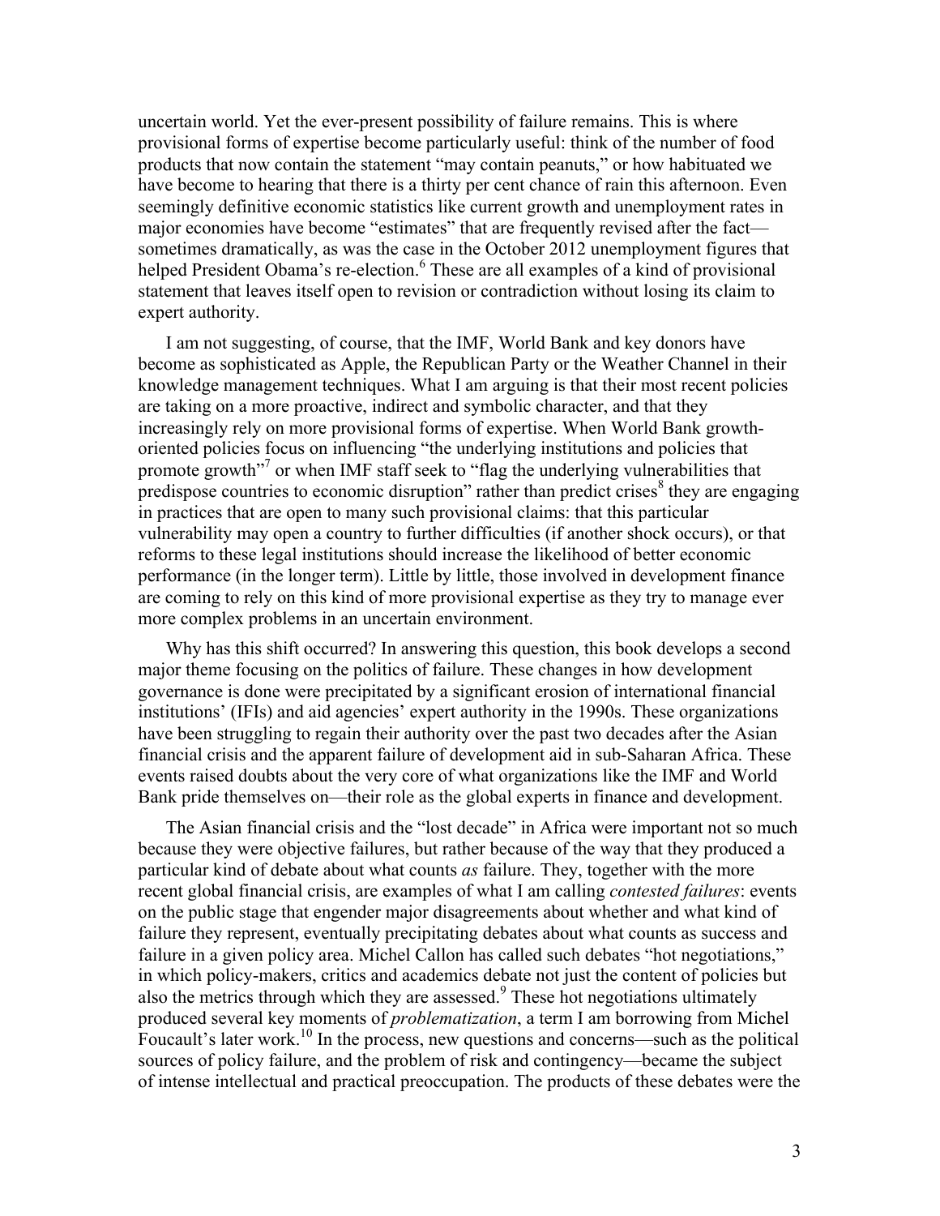uncertain world. Yet the ever-present possibility of failure remains. This is where provisional forms of expertise become particularly useful: think of the number of food products that now contain the statement "may contain peanuts," or how habituated we have become to hearing that there is a thirty per cent chance of rain this afternoon. Even seemingly definitive economic statistics like current growth and unemployment rates in major economies have become "estimates" that are frequently revised after the fact—sometimes dramatically, as was the case in the October 2012 unemployment figures that helped President Obama's re-election.[6] These are all examples of a kind of provisional statement that leaves itself open to revision or contradiction without losing its claim to expert authority.

I am not suggesting, of course, that the IMF, World Bank and key donors have become as sophisticated as Apple, the Republican Party or the Weather Channel in their knowledge management techniques. What I am arguing is that their most recent policies are taking on a more proactive, indirect and symbolic character, and that they increasingly rely on more provisional forms of expertise. When World Bank growth-oriented policies focus on influencing "the underlying institutions and policies that promote growth"[7] or when IMF staff seek to "flag the underlying vulnerabilities that predispose countries to economic disruption" rather than predict crises[8] they are engaging in practices that are open to many such provisional claims: that this particular vulnerability may open a country to further difficulties (if another shock occurs), or that reforms to these legal institutions should increase the likelihood of better economic performance (in the longer term). Little by little, those involved in development finance are coming to rely on this kind of more provisional expertise as they try to manage ever more complex problems in an uncertain environment.

Why has this shift occurred? In answering this question, this book develops a second major theme focusing on the politics of failure. These changes in how development governance is done were precipitated by a significant erosion of international financial institutions' (IFIs) and aid agencies' expert authority in the 1990s. These organizations have been struggling to regain their authority over the past two decades after the Asian financial crisis and the apparent failure of development aid in sub-Saharan Africa. These events raised doubts about the very core of what organizations like the IMF and World Bank pride themselves on—their role as the global experts in finance and development.

The Asian financial crisis and the "lost decade" in Africa were important not so much because they were objective failures, but rather because of the way that they produced a particular kind of debate about what counts *as* failure. They, together with the more recent global financial crisis, are examples of what I am calling *contested failures*: events on the public stage that engender major disagreements about whether and what kind of failure they represent, eventually precipitating debates about what counts as success and failure in a given policy area. Michel Callon has called such debates "hot negotiations," in which policy-makers, critics and academics debate not just the content of policies but also the metrics through which they are assessed.[9] These hot negotiations ultimately produced several key moments of *problematization*, a term I am borrowing from Michel Foucault's later work.[10] In the process, new questions and concerns—such as the political sources of policy failure, and the problem of risk and contingency—became the subject of intense intellectual and practical preoccupation. The products of these debates were the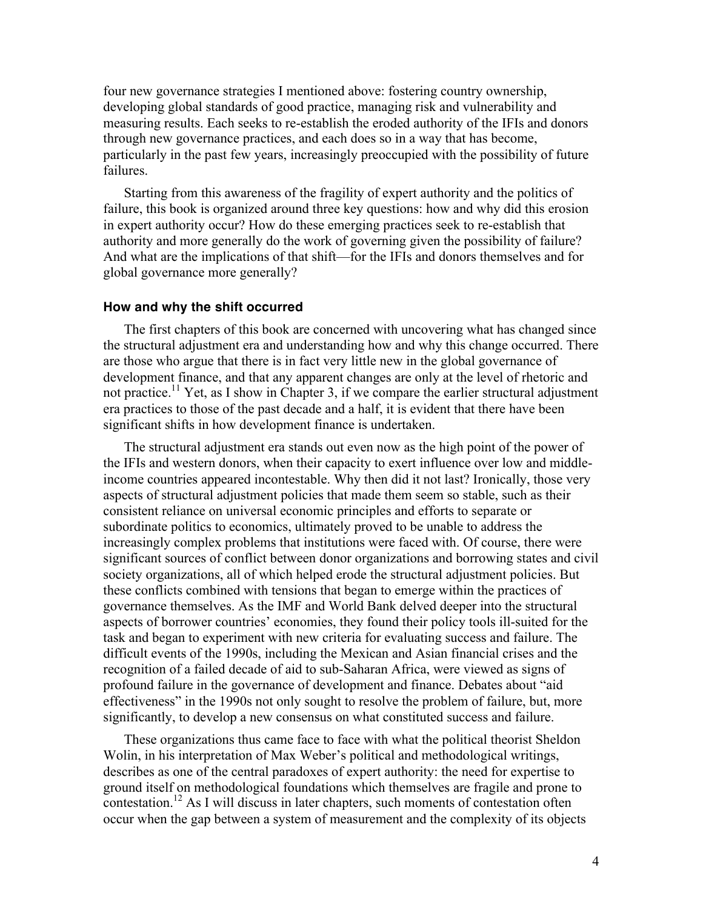four new governance strategies I mentioned above: fostering country ownership, developing global standards of good practice, managing risk and vulnerability and measuring results. Each seeks to re-establish the eroded authority of the IFIs and donors through new governance practices, and each does so in a way that has become, particularly in the past few years, increasingly preoccupied with the possibility of future failures.

Starting from this awareness of the fragility of expert authority and the politics of failure, this book is organized around three key questions: how and why did this erosion in expert authority occur? How do these emerging practices seek to re-establish that authority and more generally do the work of governing given the possibility of failure? And what are the implications of that shift—for the IFIs and donors themselves and for global governance more generally?

### How and why the shift occurred

The first chapters of this book are concerned with uncovering what has changed since the structural adjustment era and understanding how and why this change occurred. There are those who argue that there is in fact very little new in the global governance of development finance, and that any apparent changes are only at the level of rhetoric and not practice.[11] Yet, as I show in Chapter 3, if we compare the earlier structural adjustment era practices to those of the past decade and a half, it is evident that there have been significant shifts in how development finance is undertaken.

The structural adjustment era stands out even now as the high point of the power of the IFIs and western donors, when their capacity to exert influence over low and middle-income countries appeared incontestable. Why then did it not last? Ironically, those very aspects of structural adjustment policies that made them seem so stable, such as their consistent reliance on universal economic principles and efforts to separate or subordinate politics to economics, ultimately proved to be unable to address the increasingly complex problems that institutions were faced with. Of course, there were significant sources of conflict between donor organizations and borrowing states and civil society organizations, all of which helped erode the structural adjustment policies. But these conflicts combined with tensions that began to emerge within the practices of governance themselves. As the IMF and World Bank delved deeper into the structural aspects of borrower countries' economies, they found their policy tools ill-suited for the task and began to experiment with new criteria for evaluating success and failure. The difficult events of the 1990s, including the Mexican and Asian financial crises and the recognition of a failed decade of aid to sub-Saharan Africa, were viewed as signs of profound failure in the governance of development and finance. Debates about "aid effectiveness" in the 1990s not only sought to resolve the problem of failure, but, more significantly, to develop a new consensus on what constituted success and failure.

These organizations thus came face to face with what the political theorist Sheldon Wolin, in his interpretation of Max Weber's political and methodological writings, describes as one of the central paradoxes of expert authority: the need for expertise to ground itself on methodological foundations which themselves are fragile and prone to contestation.[12] As I will discuss in later chapters, such moments of contestation often occur when the gap between a system of measurement and the complexity of its objects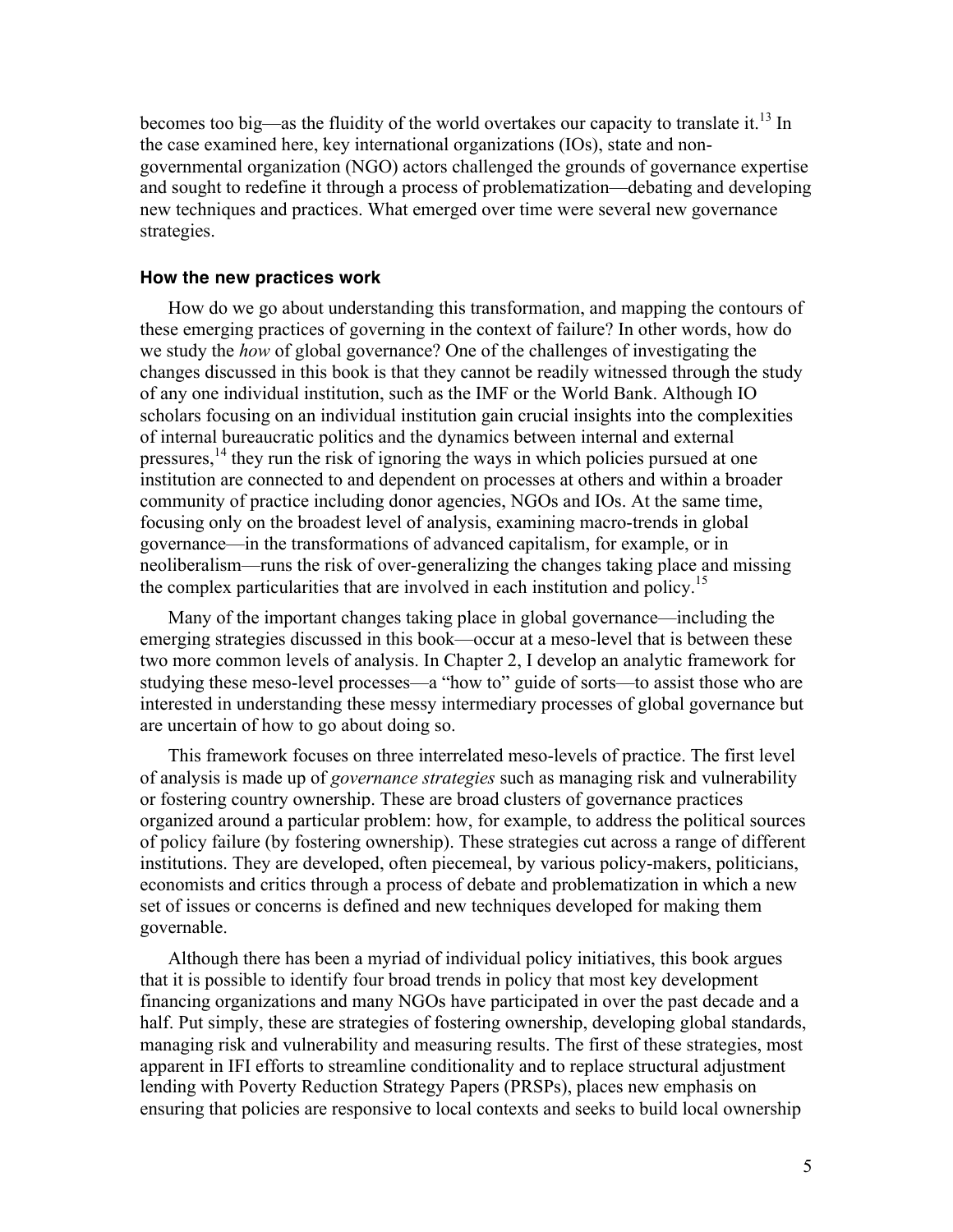becomes too big—as the fluidity of the world overtakes our capacity to translate it.[13] In the case examined here, key international organizations (IOs), state and non-governmental organization (NGO) actors challenged the grounds of governance expertise and sought to redefine it through a process of problematization—debating and developing new techniques and practices. What emerged over time were several new governance strategies.

### How the new practices work

How do we go about understanding this transformation, and mapping the contours of these emerging practices of governing in the context of failure? In other words, how do we study the *how* of global governance? One of the challenges of investigating the changes discussed in this book is that they cannot be readily witnessed through the study of any one individual institution, such as the IMF or the World Bank. Although IO scholars focusing on an individual institution gain crucial insights into the complexities of internal bureaucratic politics and the dynamics between internal and external pressures,[14] they run the risk of ignoring the ways in which policies pursued at one institution are connected to and dependent on processes at others and within a broader community of practice including donor agencies, NGOs and IOs. At the same time, focusing only on the broadest level of analysis, examining macro-trends in global governance—in the transformations of advanced capitalism, for example, or in neoliberalism—runs the risk of over-generalizing the changes taking place and missing the complex particularities that are involved in each institution and policy.[15]

Many of the important changes taking place in global governance—including the emerging strategies discussed in this book—occur at a meso-level that is between these two more common levels of analysis. In Chapter 2, I develop an analytic framework for studying these meso-level processes—a "how to" guide of sorts—to assist those who are interested in understanding these messy intermediary processes of global governance but are uncertain of how to go about doing so.

This framework focuses on three interrelated meso-levels of practice. The first level of analysis is made up of *governance strategies* such as managing risk and vulnerability or fostering country ownership. These are broad clusters of governance practices organized around a particular problem: how, for example, to address the political sources of policy failure (by fostering ownership). These strategies cut across a range of different institutions. They are developed, often piecemeal, by various policy-makers, politicians, economists and critics through a process of debate and problematization in which a new set of issues or concerns is defined and new techniques developed for making them governable.

Although there has been a myriad of individual policy initiatives, this book argues that it is possible to identify four broad trends in policy that most key development financing organizations and many NGOs have participated in over the past decade and a half. Put simply, these are strategies of fostering ownership, developing global standards, managing risk and vulnerability and measuring results. The first of these strategies, most apparent in IFI efforts to streamline conditionality and to replace structural adjustment lending with Poverty Reduction Strategy Papers (PRSPs), places new emphasis on ensuring that policies are responsive to local contexts and seeks to build local ownership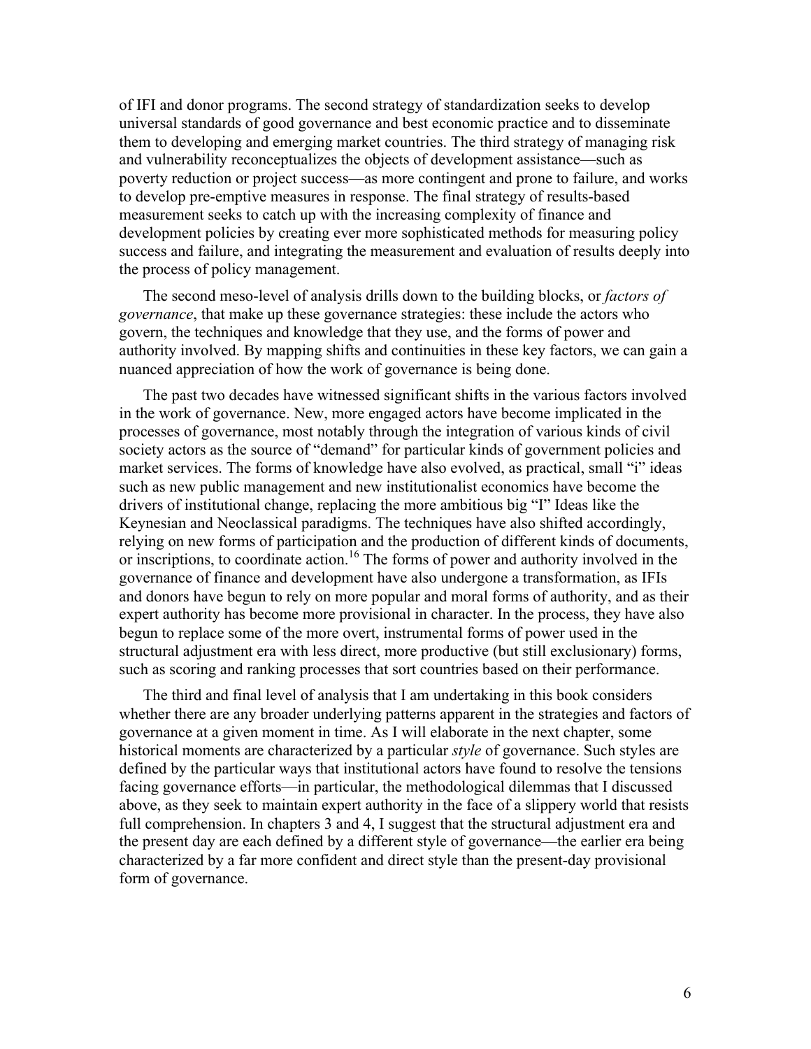of IFI and donor programs. The second strategy of standardization seeks to develop universal standards of good governance and best economic practice and to disseminate them to developing and emerging market countries. The third strategy of managing risk and vulnerability reconceptualizes the objects of development assistance—such as poverty reduction or project success—as more contingent and prone to failure, and works to develop pre-emptive measures in response. The final strategy of results-based measurement seeks to catch up with the increasing complexity of finance and development policies by creating ever more sophisticated methods for measuring policy success and failure, and integrating the measurement and evaluation of results deeply into the process of policy management.

The second meso-level of analysis drills down to the building blocks, or *factors of governance*, that make up these governance strategies: these include the actors who govern, the techniques and knowledge that they use, and the forms of power and authority involved. By mapping shifts and continuities in these key factors, we can gain a nuanced appreciation of how the work of governance is being done.

The past two decades have witnessed significant shifts in the various factors involved in the work of governance. New, more engaged actors have become implicated in the processes of governance, most notably through the integration of various kinds of civil society actors as the source of "demand" for particular kinds of government policies and market services. The forms of knowledge have also evolved, as practical, small "i" ideas such as new public management and new institutionalist economics have become the drivers of institutional change, replacing the more ambitious big "I" Ideas like the Keynesian and Neoclassical paradigms. The techniques have also shifted accordingly, relying on new forms of participation and the production of different kinds of documents, or inscriptions, to coordinate action.[16] The forms of power and authority involved in the governance of finance and development have also undergone a transformation, as IFIs and donors have begun to rely on more popular and moral forms of authority, and as their expert authority has become more provisional in character. In the process, they have also begun to replace some of the more overt, instrumental forms of power used in the structural adjustment era with less direct, more productive (but still exclusionary) forms, such as scoring and ranking processes that sort countries based on their performance.

The third and final level of analysis that I am undertaking in this book considers whether there are any broader underlying patterns apparent in the strategies and factors of governance at a given moment in time. As I will elaborate in the next chapter, some historical moments are characterized by a particular *style* of governance. Such styles are defined by the particular ways that institutional actors have found to resolve the tensions facing governance efforts—in particular, the methodological dilemmas that I discussed above, as they seek to maintain expert authority in the face of a slippery world that resists full comprehension. In chapters 3 and 4, I suggest that the structural adjustment era and the present day are each defined by a different style of governance—the earlier era being characterized by a far more confident and direct style than the present-day provisional form of governance.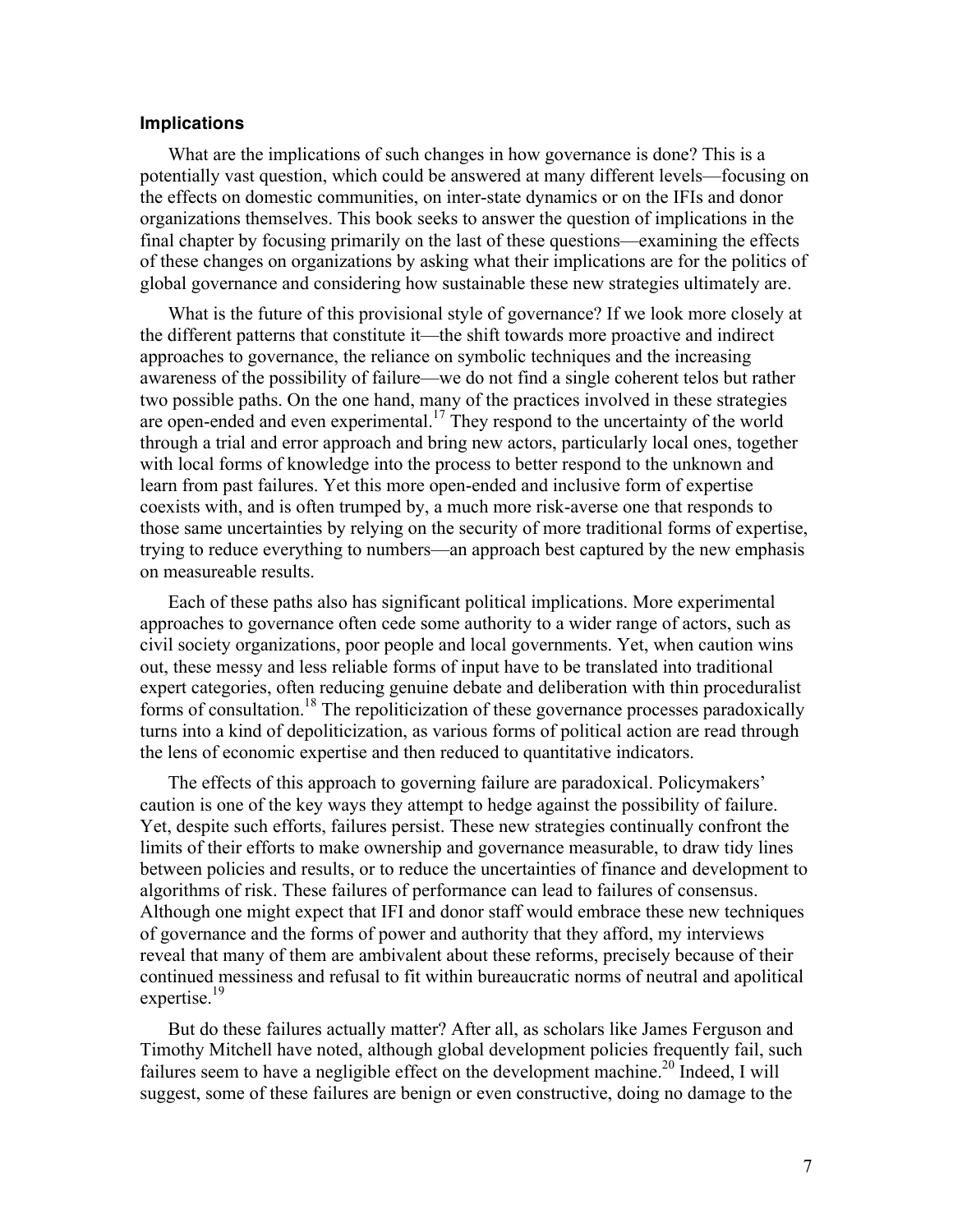### Implications

What are the implications of such changes in how governance is done? This is a potentially vast question, which could be answered at many different levels—focusing on the effects on domestic communities, on inter-state dynamics or on the IFIs and donor organizations themselves. This book seeks to answer the question of implications in the final chapter by focusing primarily on the last of these questions—examining the effects of these changes on organizations by asking what their implications are for the politics of global governance and considering how sustainable these new strategies ultimately are.

What is the future of this provisional style of governance? If we look more closely at the different patterns that constitute it—the shift towards more proactive and indirect approaches to governance, the reliance on symbolic techniques and the increasing awareness of the possibility of failure—we do not find a single coherent telos but rather two possible paths. On the one hand, many of the practices involved in these strategies are open-ended and even experimental.[17] They respond to the uncertainty of the world through a trial and error approach and bring new actors, particularly local ones, together with local forms of knowledge into the process to better respond to the unknown and learn from past failures. Yet this more open-ended and inclusive form of expertise coexists with, and is often trumped by, a much more risk-averse one that responds to those same uncertainties by relying on the security of more traditional forms of expertise, trying to reduce everything to numbers—an approach best captured by the new emphasis on measureable results.

Each of these paths also has significant political implications. More experimental approaches to governance often cede some authority to a wider range of actors, such as civil society organizations, poor people and local governments. Yet, when caution wins out, these messy and less reliable forms of input have to be translated into traditional expert categories, often reducing genuine debate and deliberation with thin proceduralist forms of consultation.[18] The repoliticization of these governance processes paradoxically turns into a kind of depoliticization, as various forms of political action are read through the lens of economic expertise and then reduced to quantitative indicators.

The effects of this approach to governing failure are paradoxical. Policymakers' caution is one of the key ways they attempt to hedge against the possibility of failure. Yet, despite such efforts, failures persist. These new strategies continually confront the limits of their efforts to make ownership and governance measurable, to draw tidy lines between policies and results, or to reduce the uncertainties of finance and development to algorithms of risk. These failures of performance can lead to failures of consensus. Although one might expect that IFI and donor staff would embrace these new techniques of governance and the forms of power and authority that they afford, my interviews reveal that many of them are ambivalent about these reforms, precisely because of their continued messiness and refusal to fit within bureaucratic norms of neutral and apolitical expertise.[19]

But do these failures actually matter? After all, as scholars like James Ferguson and Timothy Mitchell have noted, although global development policies frequently fail, such failures seem to have a negligible effect on the development machine.[20] Indeed, I will suggest, some of these failures are benign or even constructive, doing no damage to the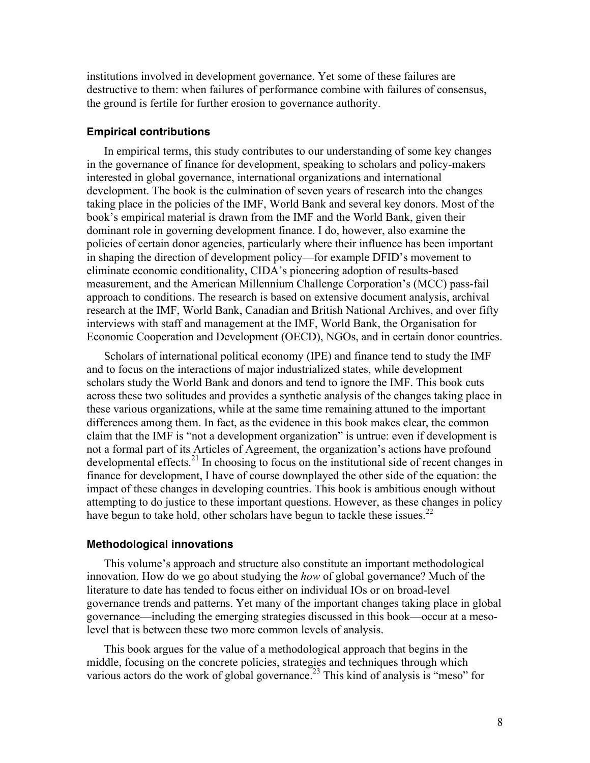institutions involved in development governance. Yet some of these failures are destructive to them: when failures of performance combine with failures of consensus, the ground is fertile for further erosion to governance authority.

### Empirical contributions

In empirical terms, this study contributes to our understanding of some key changes in the governance of finance for development, speaking to scholars and policy-makers interested in global governance, international organizations and international development. The book is the culmination of seven years of research into the changes taking place in the policies of the IMF, World Bank and several key donors. Most of the book's empirical material is drawn from the IMF and the World Bank, given their dominant role in governing development finance. I do, however, also examine the policies of certain donor agencies, particularly where their influence has been important in shaping the direction of development policy—for example DFID's movement to eliminate economic conditionality, CIDA's pioneering adoption of results-based measurement, and the American Millennium Challenge Corporation's (MCC) pass-fail approach to conditions. The research is based on extensive document analysis, archival research at the IMF, World Bank, Canadian and British National Archives, and over fifty interviews with staff and management at the IMF, World Bank, the Organisation for Economic Cooperation and Development (OECD), NGOs, and in certain donor countries.

Scholars of international political economy (IPE) and finance tend to study the IMF and to focus on the interactions of major industrialized states, while development scholars study the World Bank and donors and tend to ignore the IMF. This book cuts across these two solitudes and provides a synthetic analysis of the changes taking place in these various organizations, while at the same time remaining attuned to the important differences among them. In fact, as the evidence in this book makes clear, the common claim that the IMF is "not a development organization" is untrue: even if development is not a formal part of its Articles of Agreement, the organization's actions have profound developmental effects.[21] In choosing to focus on the institutional side of recent changes in finance for development, I have of course downplayed the other side of the equation: the impact of these changes in developing countries. This book is ambitious enough without attempting to do justice to these important questions. However, as these changes in policy have begun to take hold, other scholars have begun to tackle these issues.[22]

### Methodological innovations

This volume's approach and structure also constitute an important methodological innovation. How do we go about studying the *how* of global governance? Much of the literature to date has tended to focus either on individual IOs or on broad-level governance trends and patterns. Yet many of the important changes taking place in global governance—including the emerging strategies discussed in this book—occur at a meso-level that is between these two more common levels of analysis.

This book argues for the value of a methodological approach that begins in the middle, focusing on the concrete policies, strategies and techniques through which various actors do the work of global governance.[23] This kind of analysis is "meso" for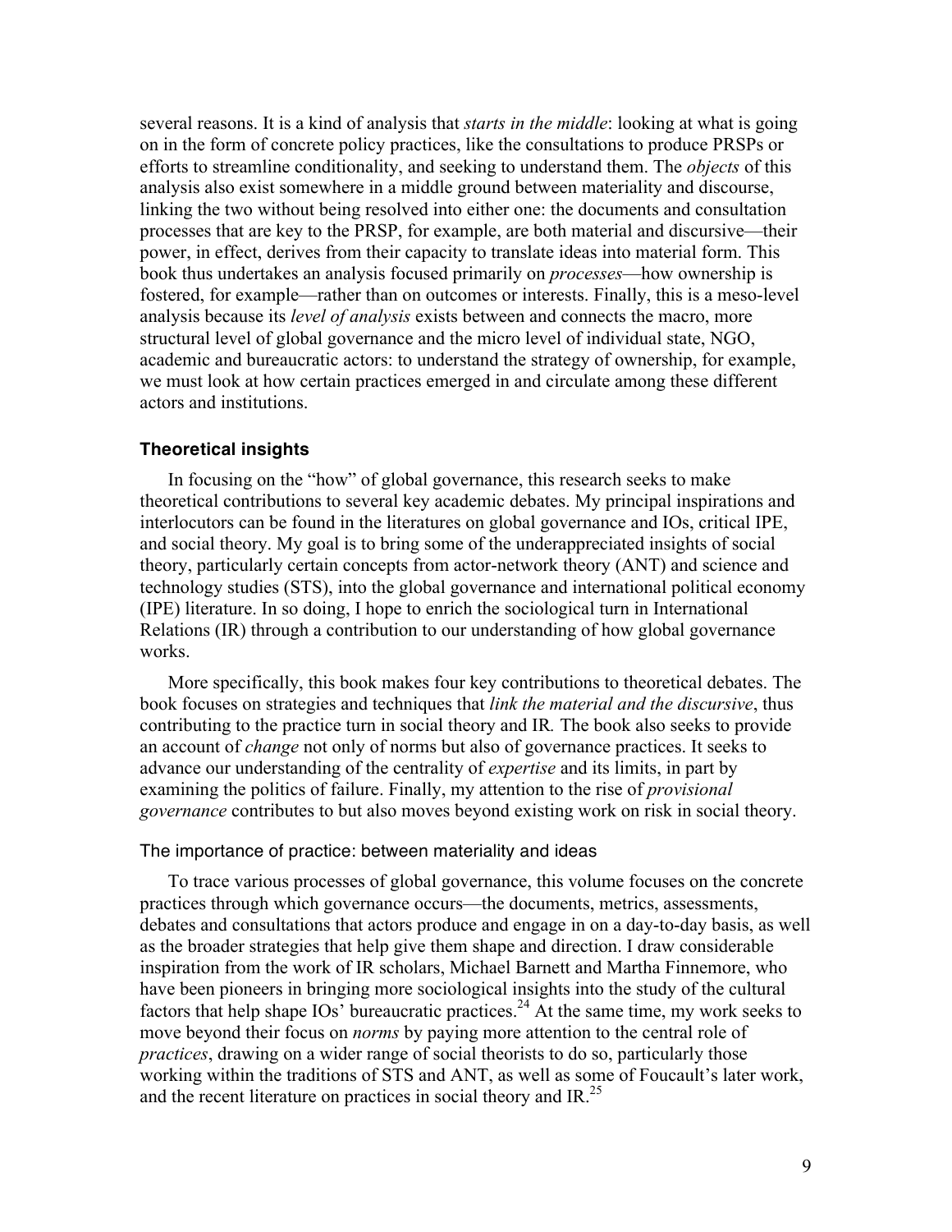several reasons. It is a kind of analysis that *starts in the middle*: looking at what is going on in the form of concrete policy practices, like the consultations to produce PRSPs or efforts to streamline conditionality, and seeking to understand them. The *objects* of this analysis also exist somewhere in a middle ground between materiality and discourse, linking the two without being resolved into either one: the documents and consultation processes that are key to the PRSP, for example, are both material and discursive—their power, in effect, derives from their capacity to translate ideas into material form. This book thus undertakes an analysis focused primarily on *processes*—how ownership is fostered, for example—rather than on outcomes or interests. Finally, this is a meso-level analysis because its *level of analysis* exists between and connects the macro, more structural level of global governance and the micro level of individual state, NGO, academic and bureaucratic actors: to understand the strategy of ownership, for example, we must look at how certain practices emerged in and circulate among these different actors and institutions.

### Theoretical insights

In focusing on the "how" of global governance, this research seeks to make theoretical contributions to several key academic debates. My principal inspirations and interlocutors can be found in the literatures on global governance and IOs, critical IPE, and social theory. My goal is to bring some of the underappreciated insights of social theory, particularly certain concepts from actor-network theory (ANT) and science and technology studies (STS), into the global governance and international political economy (IPE) literature. In so doing, I hope to enrich the sociological turn in International Relations (IR) through a contribution to our understanding of how global governance works.

More specifically, this book makes four key contributions to theoretical debates. The book focuses on strategies and techniques that *link the material and the discursive*, thus contributing to the practice turn in social theory and IR. The book also seeks to provide an account of *change* not only of norms but also of governance practices. It seeks to advance our understanding of the centrality of *expertise* and its limits, in part by examining the politics of failure. Finally, my attention to the rise of *provisional governance* contributes to but also moves beyond existing work on risk in social theory.

#### The importance of practice: between materiality and ideas

To trace various processes of global governance, this volume focuses on the concrete practices through which governance occurs—the documents, metrics, assessments, debates and consultations that actors produce and engage in on a day-to-day basis, as well as the broader strategies that help give them shape and direction. I draw considerable inspiration from the work of IR scholars, Michael Barnett and Martha Finnemore, who have been pioneers in bringing more sociological insights into the study of the cultural factors that help shape IOs' bureaucratic practices.[24] At the same time, my work seeks to move beyond their focus on *norms* by paying more attention to the central role of *practices*, drawing on a wider range of social theorists to do so, particularly those working within the traditions of STS and ANT, as well as some of Foucault's later work, and the recent literature on practices in social theory and IR.[25]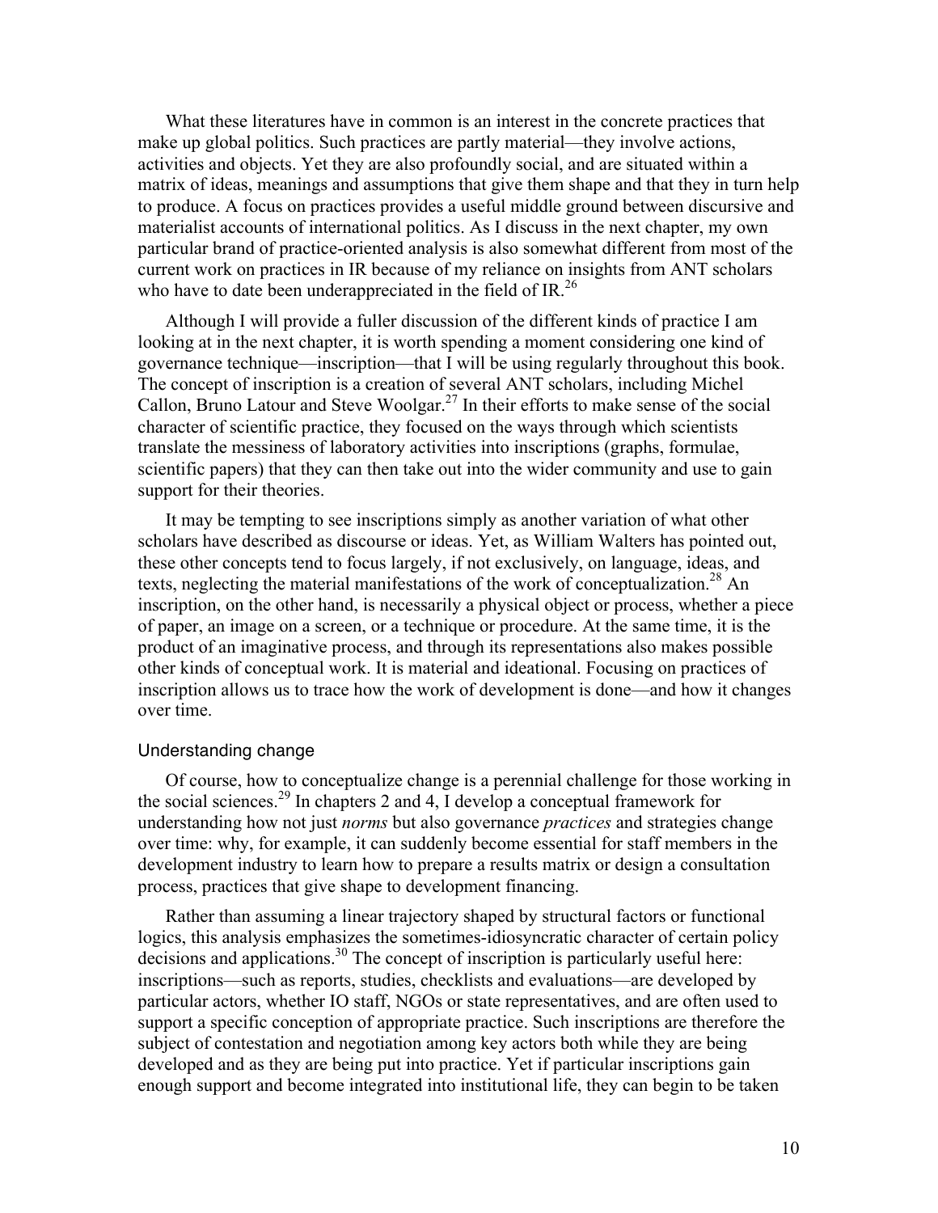What these literatures have in common is an interest in the concrete practices that make up global politics. Such practices are partly material—they involve actions, activities and objects. Yet they are also profoundly social, and are situated within a matrix of ideas, meanings and assumptions that give them shape and that they in turn help to produce. A focus on practices provides a useful middle ground between discursive and materialist accounts of international politics. As I discuss in the next chapter, my own particular brand of practice-oriented analysis is also somewhat different from most of the current work on practices in IR because of my reliance on insights from ANT scholars who have to date been underappreciated in the field of IR.[26]

Although I will provide a fuller discussion of the different kinds of practice I am looking at in the next chapter, it is worth spending a moment considering one kind of governance technique—inscription—that I will be using regularly throughout this book. The concept of inscription is a creation of several ANT scholars, including Michel Callon, Bruno Latour and Steve Woolgar.[27] In their efforts to make sense of the social character of scientific practice, they focused on the ways through which scientists translate the messiness of laboratory activities into inscriptions (graphs, formulae, scientific papers) that they can then take out into the wider community and use to gain support for their theories.

It may be tempting to see inscriptions simply as another variation of what other scholars have described as discourse or ideas. Yet, as William Walters has pointed out, these other concepts tend to focus largely, if not exclusively, on language, ideas, and texts, neglecting the material manifestations of the work of conceptualization.[28] An inscription, on the other hand, is necessarily a physical object or process, whether a piece of paper, an image on a screen, or a technique or procedure. At the same time, it is the product of an imaginative process, and through its representations also makes possible other kinds of conceptual work. It is material and ideational. Focusing on practices of inscription allows us to trace how the work of development is done—and how it changes over time.

### Understanding change

Of course, how to conceptualize change is a perennial challenge for those working in the social sciences.[29] In chapters 2 and 4, I develop a conceptual framework for understanding how not just *norms* but also governance *practices* and strategies change over time: why, for example, it can suddenly become essential for staff members in the development industry to learn how to prepare a results matrix or design a consultation process, practices that give shape to development financing.

Rather than assuming a linear trajectory shaped by structural factors or functional logics, this analysis emphasizes the sometimes-idiosyncratic character of certain policy decisions and applications.[30] The concept of inscription is particularly useful here: inscriptions—such as reports, studies, checklists and evaluations—are developed by particular actors, whether IO staff, NGOs or state representatives, and are often used to support a specific conception of appropriate practice. Such inscriptions are therefore the subject of contestation and negotiation among key actors both while they are being developed and as they are being put into practice. Yet if particular inscriptions gain enough support and become integrated into institutional life, they can begin to be taken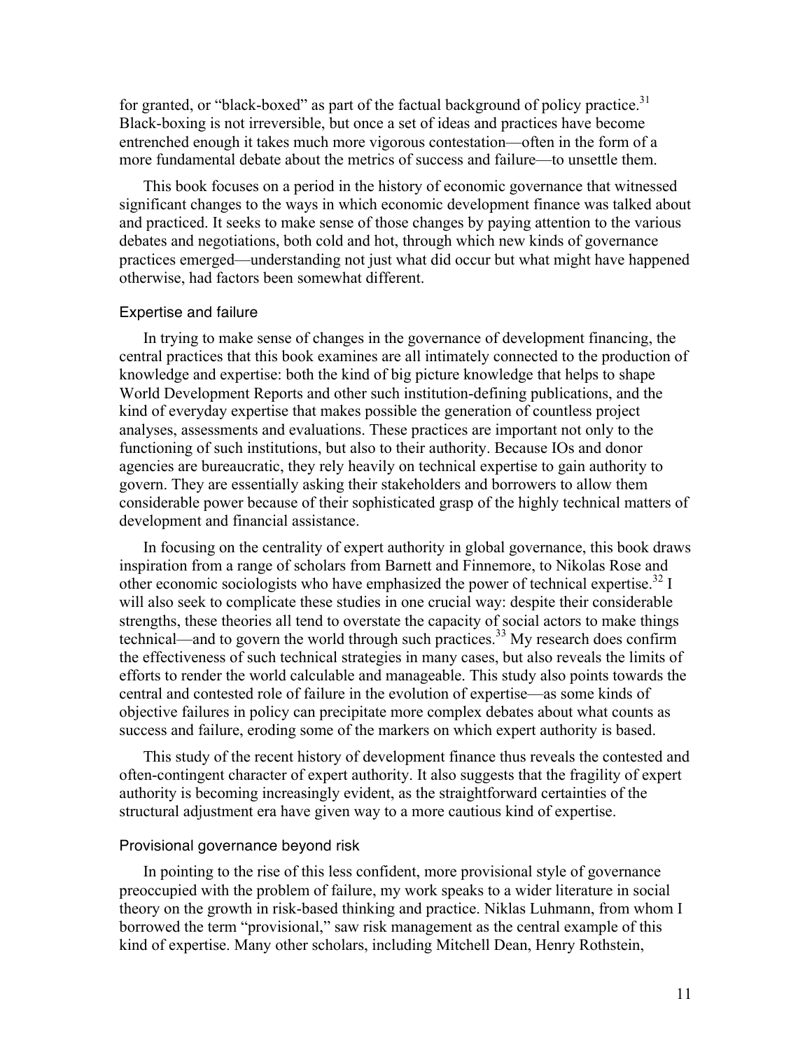for granted, or "black-boxed" as part of the factual background of policy practice.[31] Black-boxing is not irreversible, but once a set of ideas and practices have become entrenched enough it takes much more vigorous contestation—often in the form of a more fundamental debate about the metrics of success and failure—to unsettle them.

This book focuses on a period in the history of economic governance that witnessed significant changes to the ways in which economic development finance was talked about and practiced. It seeks to make sense of those changes by paying attention to the various debates and negotiations, both cold and hot, through which new kinds of governance practices emerged—understanding not just what did occur but what might have happened otherwise, had factors been somewhat different.

### Expertise and failure

In trying to make sense of changes in the governance of development financing, the central practices that this book examines are all intimately connected to the production of knowledge and expertise: both the kind of big picture knowledge that helps to shape World Development Reports and other such institution-defining publications, and the kind of everyday expertise that makes possible the generation of countless project analyses, assessments and evaluations. These practices are important not only to the functioning of such institutions, but also to their authority. Because IOs and donor agencies are bureaucratic, they rely heavily on technical expertise to gain authority to govern. They are essentially asking their stakeholders and borrowers to allow them considerable power because of their sophisticated grasp of the highly technical matters of development and financial assistance.

In focusing on the centrality of expert authority in global governance, this book draws inspiration from a range of scholars from Barnett and Finnemore, to Nikolas Rose and other economic sociologists who have emphasized the power of technical expertise.[32] I will also seek to complicate these studies in one crucial way: despite their considerable strengths, these theories all tend to overstate the capacity of social actors to make things technical—and to govern the world through such practices.[33] My research does confirm the effectiveness of such technical strategies in many cases, but also reveals the limits of efforts to render the world calculable and manageable. This study also points towards the central and contested role of failure in the evolution of expertise—as some kinds of objective failures in policy can precipitate more complex debates about what counts as success and failure, eroding some of the markers on which expert authority is based.

This study of the recent history of development finance thus reveals the contested and often-contingent character of expert authority. It also suggests that the fragility of expert authority is becoming increasingly evident, as the straightforward certainties of the structural adjustment era have given way to a more cautious kind of expertise.

### Provisional governance beyond risk

In pointing to the rise of this less confident, more provisional style of governance preoccupied with the problem of failure, my work speaks to a wider literature in social theory on the growth in risk-based thinking and practice. Niklas Luhmann, from whom I borrowed the term "provisional," saw risk management as the central example of this kind of expertise. Many other scholars, including Mitchell Dean, Henry Rothstein,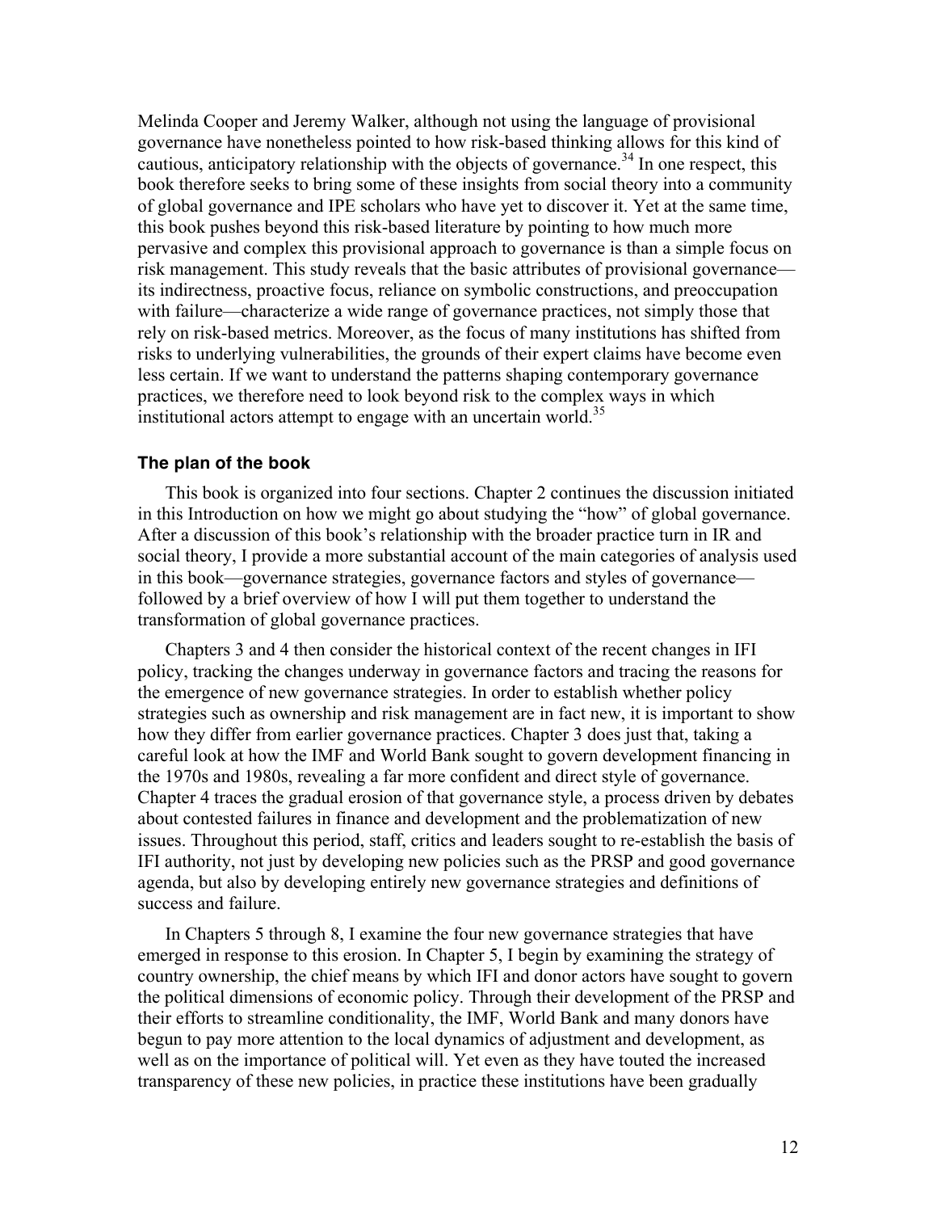Melinda Cooper and Jeremy Walker, although not using the language of provisional governance have nonetheless pointed to how risk-based thinking allows for this kind of cautious, anticipatory relationship with the objects of governance.[34] In one respect, this book therefore seeks to bring some of these insights from social theory into a community of global governance and IPE scholars who have yet to discover it. Yet at the same time, this book pushes beyond this risk-based literature by pointing to how much more pervasive and complex this provisional approach to governance is than a simple focus on risk management. This study reveals that the basic attributes of provisional governance—its indirectness, proactive focus, reliance on symbolic constructions, and preoccupation with failure—characterize a wide range of governance practices, not simply those that rely on risk-based metrics. Moreover, as the focus of many institutions has shifted from risks to underlying vulnerabilities, the grounds of their expert claims have become even less certain. If we want to understand the patterns shaping contemporary governance practices, we therefore need to look beyond risk to the complex ways in which institutional actors attempt to engage with an uncertain world.[35]

### The plan of the book

This book is organized into four sections. Chapter 2 continues the discussion initiated in this Introduction on how we might go about studying the "how" of global governance. After a discussion of this book's relationship with the broader practice turn in IR and social theory, I provide a more substantial account of the main categories of analysis used in this book—governance strategies, governance factors and styles of governance—followed by a brief overview of how I will put them together to understand the transformation of global governance practices.

Chapters 3 and 4 then consider the historical context of the recent changes in IFI policy, tracking the changes underway in governance factors and tracing the reasons for the emergence of new governance strategies. In order to establish whether policy strategies such as ownership and risk management are in fact new, it is important to show how they differ from earlier governance practices. Chapter 3 does just that, taking a careful look at how the IMF and World Bank sought to govern development financing in the 1970s and 1980s, revealing a far more confident and direct style of governance. Chapter 4 traces the gradual erosion of that governance style, a process driven by debates about contested failures in finance and development and the problematization of new issues. Throughout this period, staff, critics and leaders sought to re-establish the basis of IFI authority, not just by developing new policies such as the PRSP and good governance agenda, but also by developing entirely new governance strategies and definitions of success and failure.

In Chapters 5 through 8, I examine the four new governance strategies that have emerged in response to this erosion. In Chapter 5, I begin by examining the strategy of country ownership, the chief means by which IFI and donor actors have sought to govern the political dimensions of economic policy. Through their development of the PRSP and their efforts to streamline conditionality, the IMF, World Bank and many donors have begun to pay more attention to the local dynamics of adjustment and development, as well as on the importance of political will. Yet even as they have touted the increased transparency of these new policies, in practice these institutions have been gradually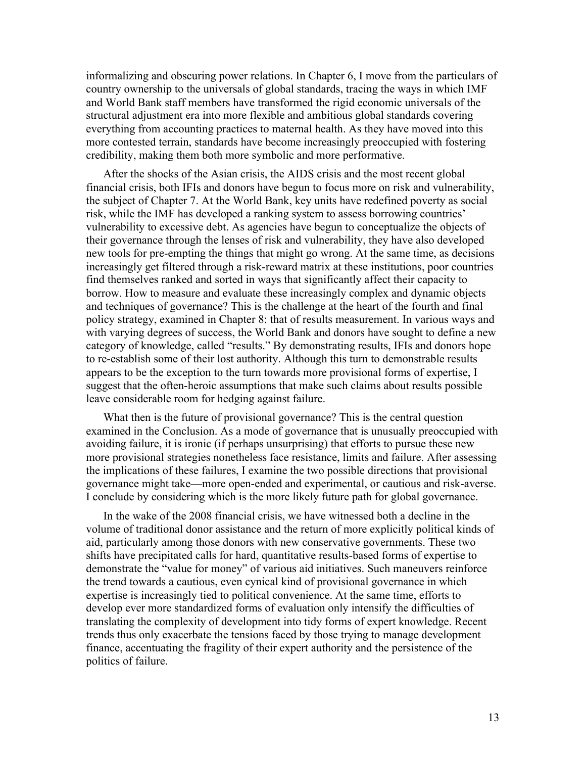informalizing and obscuring power relations. In Chapter 6, I move from the particulars of country ownership to the universals of global standards, tracing the ways in which IMF and World Bank staff members have transformed the rigid economic universals of the structural adjustment era into more flexible and ambitious global standards covering everything from accounting practices to maternal health. As they have moved into this more contested terrain, standards have become increasingly preoccupied with fostering credibility, making them both more symbolic and more performative.

After the shocks of the Asian crisis, the AIDS crisis and the most recent global financial crisis, both IFIs and donors have begun to focus more on risk and vulnerability, the subject of Chapter 7. At the World Bank, key units have redefined poverty as social risk, while the IMF has developed a ranking system to assess borrowing countries' vulnerability to excessive debt. As agencies have begun to conceptualize the objects of their governance through the lenses of risk and vulnerability, they have also developed new tools for pre-empting the things that might go wrong. At the same time, as decisions increasingly get filtered through a risk-reward matrix at these institutions, poor countries find themselves ranked and sorted in ways that significantly affect their capacity to borrow. How to measure and evaluate these increasingly complex and dynamic objects and techniques of governance? This is the challenge at the heart of the fourth and final policy strategy, examined in Chapter 8: that of results measurement. In various ways and with varying degrees of success, the World Bank and donors have sought to define a new category of knowledge, called "results." By demonstrating results, IFIs and donors hope to re-establish some of their lost authority. Although this turn to demonstrable results appears to be the exception to the turn towards more provisional forms of expertise, I suggest that the often-heroic assumptions that make such claims about results possible leave considerable room for hedging against failure.

What then is the future of provisional governance? This is the central question examined in the Conclusion. As a mode of governance that is unusually preoccupied with avoiding failure, it is ironic (if perhaps unsurprising) that efforts to pursue these new more provisional strategies nonetheless face resistance, limits and failure. After assessing the implications of these failures, I examine the two possible directions that provisional governance might take—more open-ended and experimental, or cautious and risk-averse. I conclude by considering which is the more likely future path for global governance.

In the wake of the 2008 financial crisis, we have witnessed both a decline in the volume of traditional donor assistance and the return of more explicitly political kinds of aid, particularly among those donors with new conservative governments. These two shifts have precipitated calls for hard, quantitative results-based forms of expertise to demonstrate the "value for money" of various aid initiatives. Such maneuvers reinforce the trend towards a cautious, even cynical kind of provisional governance in which expertise is increasingly tied to political convenience. At the same time, efforts to develop ever more standardized forms of evaluation only intensify the difficulties of translating the complexity of development into tidy forms of expert knowledge. Recent trends thus only exacerbate the tensions faced by those trying to manage development finance, accentuating the fragility of their expert authority and the persistence of the politics of failure.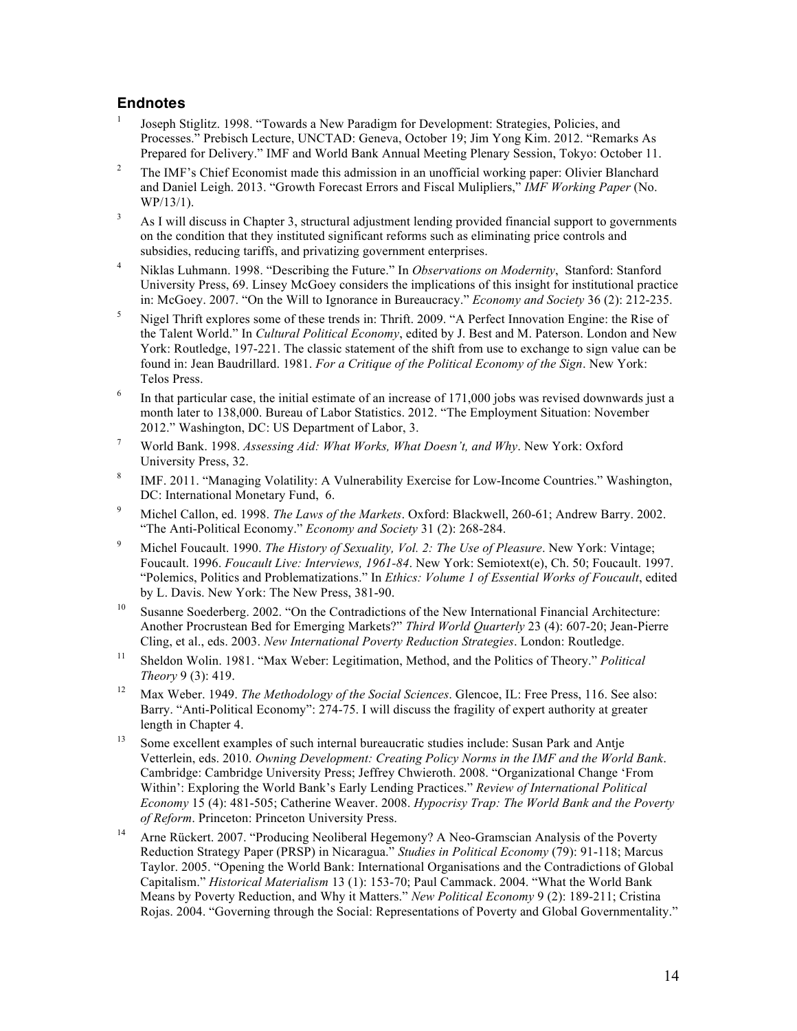## Endnotes

1. Joseph Stiglitz. 1998. "Towards a New Paradigm for Development: Strategies, Policies, and Processes." Prebisch Lecture, UNCTAD: Geneva, October 19; Jim Yong Kim. 2012. "Remarks As Prepared for Delivery." IMF and World Bank Annual Meeting Plenary Session, Tokyo: October 11.

2. The IMF's Chief Economist made this admission in an unofficial working paper: Olivier Blanchard and Daniel Leigh. 2013. "Growth Forecast Errors and Fiscal Mulipliers," *IMF Working Paper* (No. WP/13/1).

3. As I will discuss in Chapter 3, structural adjustment lending provided financial support to governments on the condition that they instituted significant reforms such as eliminating price controls and subsidies, reducing tariffs, and privatizing government enterprises.

4. Niklas Luhmann. 1998. "Describing the Future." In *Observations on Modernity*, Stanford: Stanford University Press, 69. Linsey McGoey considers the implications of this insight for institutional practice in: McGoey. 2007. "On the Will to Ignorance in Bureaucracy." *Economy and Society* 36 (2): 212-235.

5. Nigel Thrift explores some of these trends in: Thrift. 2009. "A Perfect Innovation Engine: the Rise of the Talent World." In *Cultural Political Economy*, edited by J. Best and M. Paterson. London and New York: Routledge, 197-221. The classic statement of the shift from use to exchange to sign value can be found in: Jean Baudrillard. 1981. *For a Critique of the Political Economy of the Sign*. New York: Telos Press.

6. In that particular case, the initial estimate of an increase of 171,000 jobs was revised downwards just a month later to 138,000. Bureau of Labor Statistics. 2012. "The Employment Situation: November 2012." Washington, DC: US Department of Labor, 3.

7. World Bank. 1998. *Assessing Aid: What Works, What Doesn't, and Why*. New York: Oxford University Press, 32.

8. IMF. 2011. "Managing Volatility: A Vulnerability Exercise for Low-Income Countries." Washington, DC: International Monetary Fund, 6.

9. Michel Callon, ed. 1998. *The Laws of the Markets*. Oxford: Blackwell, 260-61; Andrew Barry. 2002. "The Anti-Political Economy." *Economy and Society* 31 (2): 268-284.

9. Michel Foucault. 1990. *The History of Sexuality, Vol. 2: The Use of Pleasure*. New York: Vintage; Foucault. 1996. *Foucault Live: Interviews, 1961-84*. New York: Semiotext(e), Ch. 50; Foucault. 1997. "Polemics, Politics and Problematizations." In *Ethics: Volume 1 of Essential Works of Foucault*, edited by L. Davis. New York: The New Press, 381-90.

10. Susanne Soederberg. 2002. "On the Contradictions of the New International Financial Architecture: Another Procrustean Bed for Emerging Markets?" *Third World Quarterly* 23 (4): 607-20; Jean-Pierre Cling, et al., eds. 2003. *New International Poverty Reduction Strategies*. London: Routledge.

11. Sheldon Wolin. 1981. "Max Weber: Legitimation, Method, and the Politics of Theory." *Political Theory* 9 (3): 419.

12. Max Weber. 1949. *The Methodology of the Social Sciences*. Glencoe, IL: Free Press, 116. See also: Barry. "Anti-Political Economy": 274-75. I will discuss the fragility of expert authority at greater length in Chapter 4.

13. Some excellent examples of such internal bureaucratic studies include: Susan Park and Antje Vetterlein, eds. 2010. *Owning Development: Creating Policy Norms in the IMF and the World Bank*. Cambridge: Cambridge University Press; Jeffrey Chwieroth. 2008. "Organizational Change 'From Within': Exploring the World Bank's Early Lending Practices." *Review of International Political Economy* 15 (4): 481-505; Catherine Weaver. 2008. *Hypocrisy Trap: The World Bank and the Poverty of Reform*. Princeton: Princeton University Press.

14. Arne Rückert. 2007. "Producing Neoliberal Hegemony? A Neo-Gramscian Analysis of the Poverty Reduction Strategy Paper (PRSP) in Nicaragua." *Studies in Political Economy* (79): 91-118; Marcus Taylor. 2005. "Opening the World Bank: International Organisations and the Contradictions of Global Capitalism." *Historical Materialism* 13 (1): 153-70; Paul Cammack. 2004. "What the World Bank Means by Poverty Reduction, and Why it Matters." *New Political Economy* 9 (2): 189-211; Cristina Rojas. 2004. "Governing through the Social: Representations of Poverty and Global Governmentality."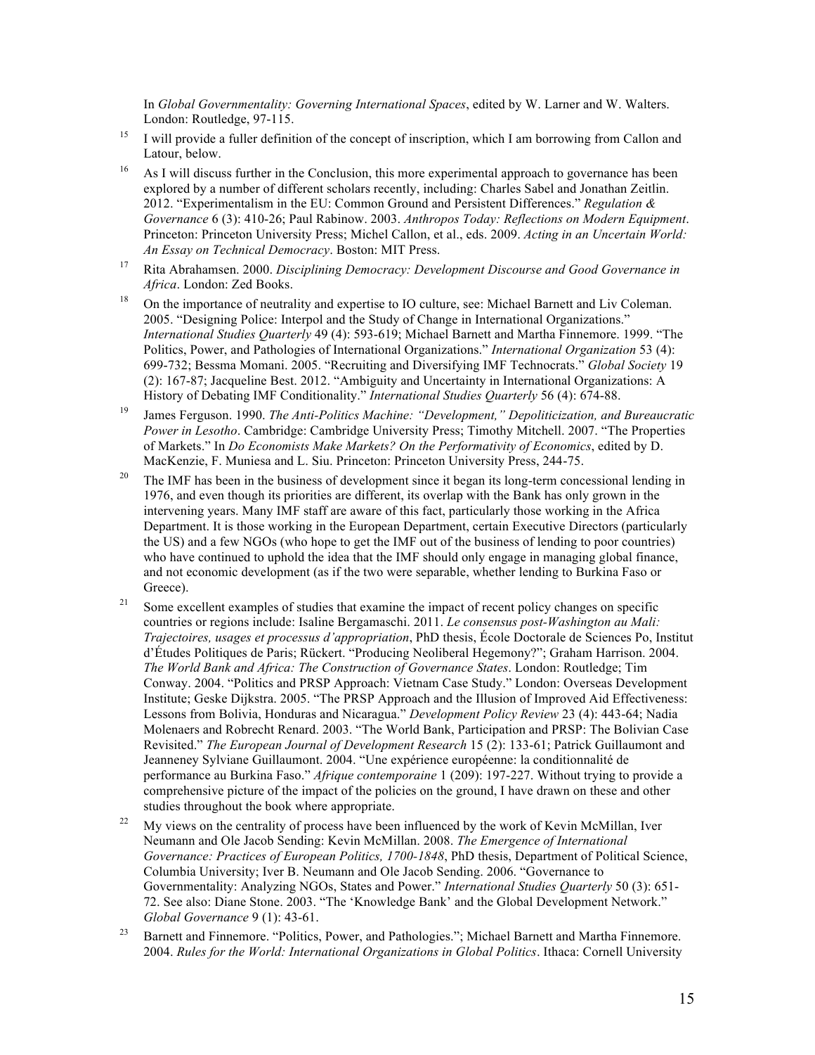In *Global Governmentality: Governing International Spaces*, edited by W. Larner and W. Walters. London: Routledge, 97-115.

[15] I will provide a fuller definition of the concept of inscription, which I am borrowing from Callon and Latour, below.

[16] As I will discuss further in the Conclusion, this more experimental approach to governance has been explored by a number of different scholars recently, including: Charles Sabel and Jonathan Zeitlin. 2012. "Experimentalism in the EU: Common Ground and Persistent Differences." *Regulation & Governance* 6 (3): 410-26; Paul Rabinow. 2003. *Anthropos Today: Reflections on Modern Equipment*. Princeton: Princeton University Press; Michel Callon, et al., eds. 2009. *Acting in an Uncertain World: An Essay on Technical Democracy*. Boston: MIT Press.

[17] Rita Abrahamsen. 2000. *Disciplining Democracy: Development Discourse and Good Governance in Africa*. London: Zed Books.

[18] On the importance of neutrality and expertise to IO culture, see: Michael Barnett and Liv Coleman. 2005. "Designing Police: Interpol and the Study of Change in International Organizations." *International Studies Quarterly* 49 (4): 593-619; Michael Barnett and Martha Finnemore. 1999. "The Politics, Power, and Pathologies of International Organizations." *International Organization* 53 (4): 699-732; Bessma Momani. 2005. "Recruiting and Diversifying IMF Technocrats." *Global Society* 19 (2): 167-87; Jacqueline Best. 2012. "Ambiguity and Uncertainty in International Organizations: A History of Debating IMF Conditionality." *International Studies Quarterly* 56 (4): 674-88.

[19] James Ferguson. 1990. *The Anti-Politics Machine: "Development," Depoliticization, and Bureaucratic Power in Lesotho*. Cambridge: Cambridge University Press; Timothy Mitchell. 2007. "The Properties of Markets." In *Do Economists Make Markets? On the Performativity of Economics*, edited by D. MacKenzie, F. Muniesa and L. Siu. Princeton: Princeton University Press, 244-75.

[20] The IMF has been in the business of development since it began its long-term concessional lending in 1976, and even though its priorities are different, its overlap with the Bank has only grown in the intervening years. Many IMF staff are aware of this fact, particularly those working in the Africa Department. It is those working in the European Department, certain Executive Directors (particularly the US) and a few NGOs (who hope to get the IMF out of the business of lending to poor countries) who have continued to uphold the idea that the IMF should only engage in managing global finance, and not economic development (as if the two were separable, whether lending to Burkina Faso or Greece).

[21] Some excellent examples of studies that examine the impact of recent policy changes on specific countries or regions include: Isaline Bergamaschi. 2011. *Le consensus post-Washington au Mali: Trajectoires, usages et processus d'appropriation*, PhD thesis, École Doctorale de Sciences Po, Institut d'Études Politiques de Paris; Rückert. "Producing Neoliberal Hegemony?"; Graham Harrison. 2004. *The World Bank and Africa: The Construction of Governance States*. London: Routledge; Tim Conway. 2004. "Politics and PRSP Approach: Vietnam Case Study." London: Overseas Development Institute; Geske Dijkstra. 2005. "The PRSP Approach and the Illusion of Improved Aid Effectiveness: Lessons from Bolivia, Honduras and Nicaragua." *Development Policy Review* 23 (4): 443-64; Nadia Molenaers and Robrecht Renard. 2003. "The World Bank, Participation and PRSP: The Bolivian Case Revisited." *The European Journal of Development Research* 15 (2): 133-61; Patrick Guillaumont and Jeanneney Sylviane Guillaumont. 2004. "Une expérience européenne: la conditionnalité de performance au Burkina Faso." *Afrique contemporaine* 1 (209): 197-227. Without trying to provide a comprehensive picture of the impact of the policies on the ground, I have drawn on these and other studies throughout the book where appropriate.

[22] My views on the centrality of process have been influenced by the work of Kevin McMillan, Iver Neumann and Ole Jacob Sending: Kevin McMillan. 2008. *The Emergence of International Governance: Practices of European Politics, 1700-1848*, PhD thesis, Department of Political Science, Columbia University; Iver B. Neumann and Ole Jacob Sending. 2006. "Governance to Governmentality: Analyzing NGOs, States and Power." *International Studies Quarterly* 50 (3): 651-72. See also: Diane Stone. 2003. "The 'Knowledge Bank' and the Global Development Network." *Global Governance* 9 (1): 43-61.

[23] Barnett and Finnemore. "Politics, Power, and Pathologies."; Michael Barnett and Martha Finnemore. 2004. *Rules for the World: International Organizations in Global Politics*. Ithaca: Cornell University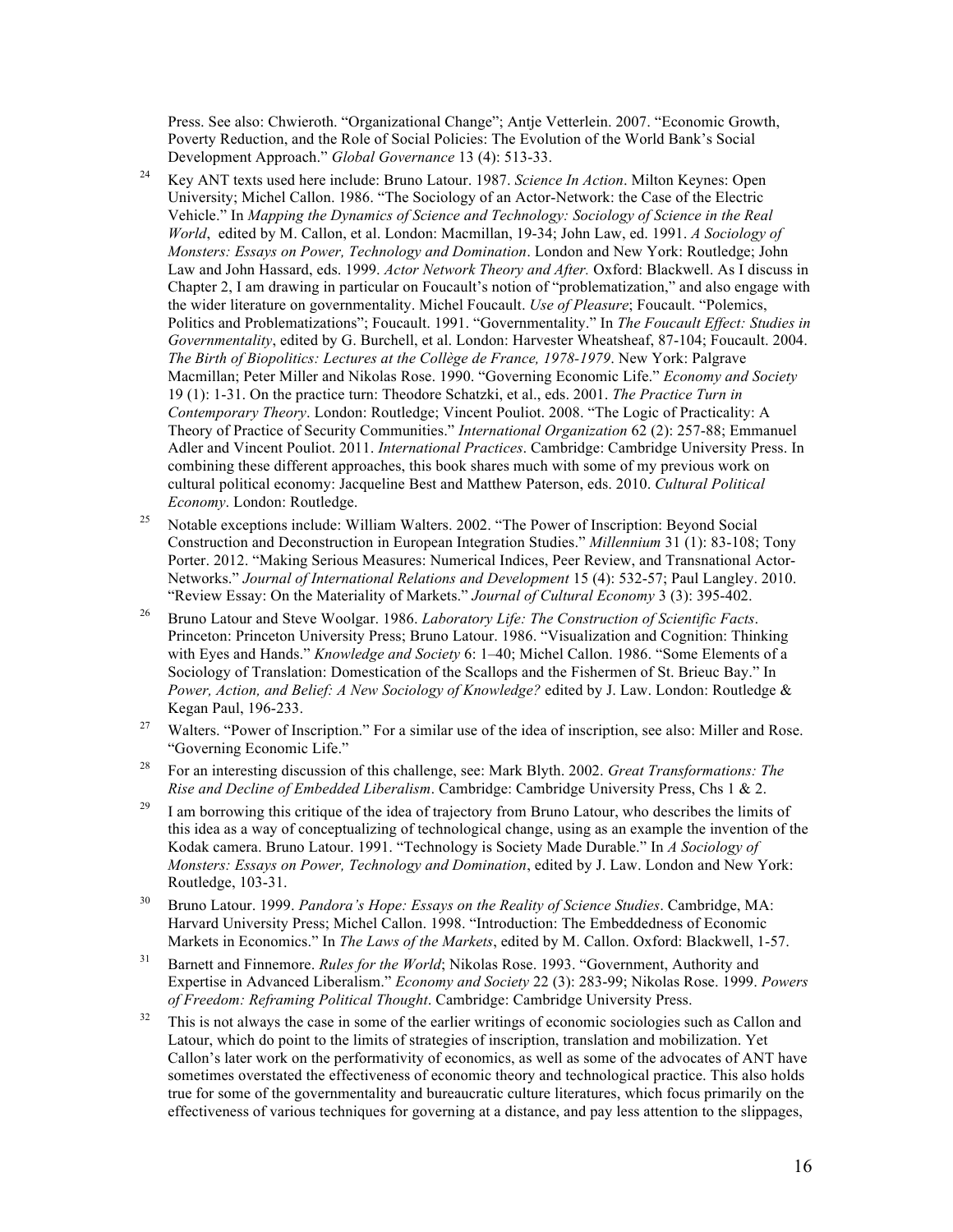Press. See also: Chwieroth. "Organizational Change"; Antje Vetterlein. 2007. "Economic Growth, Poverty Reduction, and the Role of Social Policies: The Evolution of the World Bank's Social Development Approach." *Global Governance* 13 (4): 513-33.

24. Key ANT texts used here include: Bruno Latour. 1987. *Science In Action*. Milton Keynes: Open University; Michel Callon. 1986. "The Sociology of an Actor-Network: the Case of the Electric Vehicle." In *Mapping the Dynamics of Science and Technology: Sociology of Science in the Real World*, edited by M. Callon, et al. London: Macmillan, 19-34; John Law, ed. 1991. *A Sociology of Monsters: Essays on Power, Technology and Domination*. London and New York: Routledge; John Law and John Hassard, eds. 1999. *Actor Network Theory and After.* Oxford: Blackwell. As I discuss in Chapter 2, I am drawing in particular on Foucault's notion of "problematization," and also engage with the wider literature on governmentality. Michel Foucault. *Use of Pleasure*; Foucault. "Polemics, Politics and Problematizations"; Foucault. 1991. "Governmentality." In *The Foucault Effect: Studies in Governmentality*, edited by G. Burchell, et al. London: Harvester Wheatsheaf, 87-104; Foucault. 2004. *The Birth of Biopolitics: Lectures at the Collège de France, 1978-1979*. New York: Palgrave Macmillan; Peter Miller and Nikolas Rose. 1990. "Governing Economic Life." *Economy and Society* 19 (1): 1-31. On the practice turn: Theodore Schatzki, et al., eds. 2001. *The Practice Turn in Contemporary Theory*. London: Routledge; Vincent Pouliot. 2008. "The Logic of Practicality: A Theory of Practice of Security Communities." *International Organization* 62 (2): 257-88; Emmanuel Adler and Vincent Pouliot. 2011. *International Practices*. Cambridge: Cambridge University Press. In combining these different approaches, this book shares much with some of my previous work on cultural political economy: Jacqueline Best and Matthew Paterson, eds. 2010. *Cultural Political Economy*. London: Routledge.

25. Notable exceptions include: William Walters. 2002. "The Power of Inscription: Beyond Social Construction and Deconstruction in European Integration Studies." *Millennium* 31 (1): 83-108; Tony Porter. 2012. "Making Serious Measures: Numerical Indices, Peer Review, and Transnational Actor-Networks." *Journal of International Relations and Development* 15 (4): 532-57; Paul Langley. 2010. "Review Essay: On the Materiality of Markets." *Journal of Cultural Economy* 3 (3): 395-402.

26. Bruno Latour and Steve Woolgar. 1986. *Laboratory Life: The Construction of Scientific Facts*. Princeton: Princeton University Press; Bruno Latour. 1986. "Visualization and Cognition: Thinking with Eyes and Hands." *Knowledge and Society* 6: 1–40; Michel Callon. 1986. "Some Elements of a Sociology of Translation: Domestication of the Scallops and the Fishermen of St. Brieuc Bay." In *Power, Action, and Belief: A New Sociology of Knowledge?* edited by J. Law. London: Routledge & Kegan Paul, 196-233.

27. Walters. "Power of Inscription." For a similar use of the idea of inscription, see also: Miller and Rose. "Governing Economic Life."

28. For an interesting discussion of this challenge, see: Mark Blyth. 2002. *Great Transformations: The Rise and Decline of Embedded Liberalism*. Cambridge: Cambridge University Press, Chs 1 & 2.

29. I am borrowing this critique of the idea of trajectory from Bruno Latour, who describes the limits of this idea as a way of conceptualizing of technological change, using as an example the invention of the Kodak camera. Bruno Latour. 1991. "Technology is Society Made Durable." In *A Sociology of Monsters: Essays on Power, Technology and Domination*, edited by J. Law. London and New York: Routledge, 103-31.

30. Bruno Latour. 1999. *Pandora's Hope: Essays on the Reality of Science Studies*. Cambridge, MA: Harvard University Press; Michel Callon. 1998. "Introduction: The Embeddedness of Economic Markets in Economics." In *The Laws of the Markets*, edited by M. Callon. Oxford: Blackwell, 1-57.

31. Barnett and Finnemore. *Rules for the World*; Nikolas Rose. 1993. "Government, Authority and Expertise in Advanced Liberalism." *Economy and Society* 22 (3): 283-99; Nikolas Rose. 1999. *Powers of Freedom: Reframing Political Thought*. Cambridge: Cambridge University Press.

32. This is not always the case in some of the earlier writings of economic sociologies such as Callon and Latour, which do point to the limits of strategies of inscription, translation and mobilization. Yet Callon's later work on the performativity of economics, as well as some of the advocates of ANT have sometimes overstated the effectiveness of economic theory and technological practice. This also holds true for some of the governmentality and bureaucratic culture literatures, which focus primarily on the effectiveness of various techniques for governing at a distance, and pay less attention to the slippages,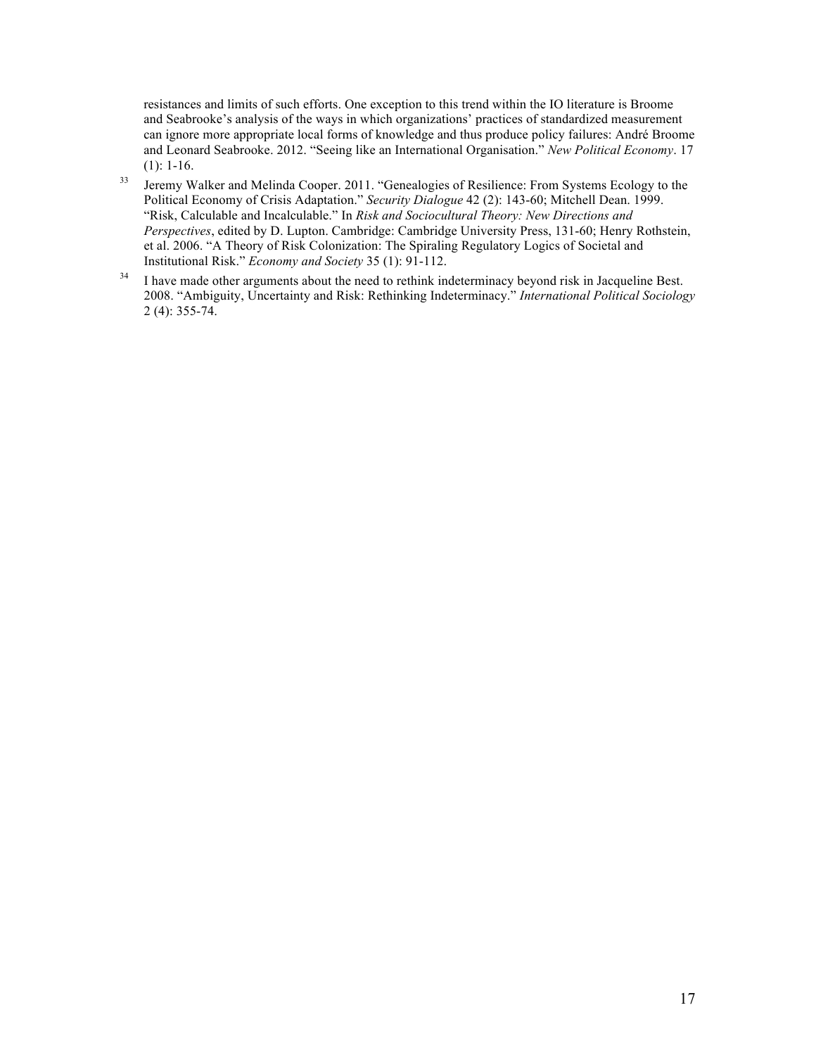resistances and limits of such efforts. One exception to this trend within the IO literature is Broome and Seabrooke's analysis of the ways in which organizations' practices of standardized measurement can ignore more appropriate local forms of knowledge and thus produce policy failures: André Broome and Leonard Seabrooke. 2012. "Seeing like an International Organisation." *New Political Economy*. 17 (1): 1-16.

[33] Jeremy Walker and Melinda Cooper. 2011. "Genealogies of Resilience: From Systems Ecology to the Political Economy of Crisis Adaptation." *Security Dialogue* 42 (2): 143-60; Mitchell Dean. 1999. "Risk, Calculable and Incalculable." In *Risk and Sociocultural Theory: New Directions and Perspectives*, edited by D. Lupton. Cambridge: Cambridge University Press, 131-60; Henry Rothstein, et al. 2006. "A Theory of Risk Colonization: The Spiraling Regulatory Logics of Societal and Institutional Risk." *Economy and Society* 35 (1): 91-112.

[34] I have made other arguments about the need to rethink indeterminacy beyond risk in Jacqueline Best. 2008. "Ambiguity, Uncertainty and Risk: Rethinking Indeterminacy." *International Political Sociology* 2 (4): 355-74.